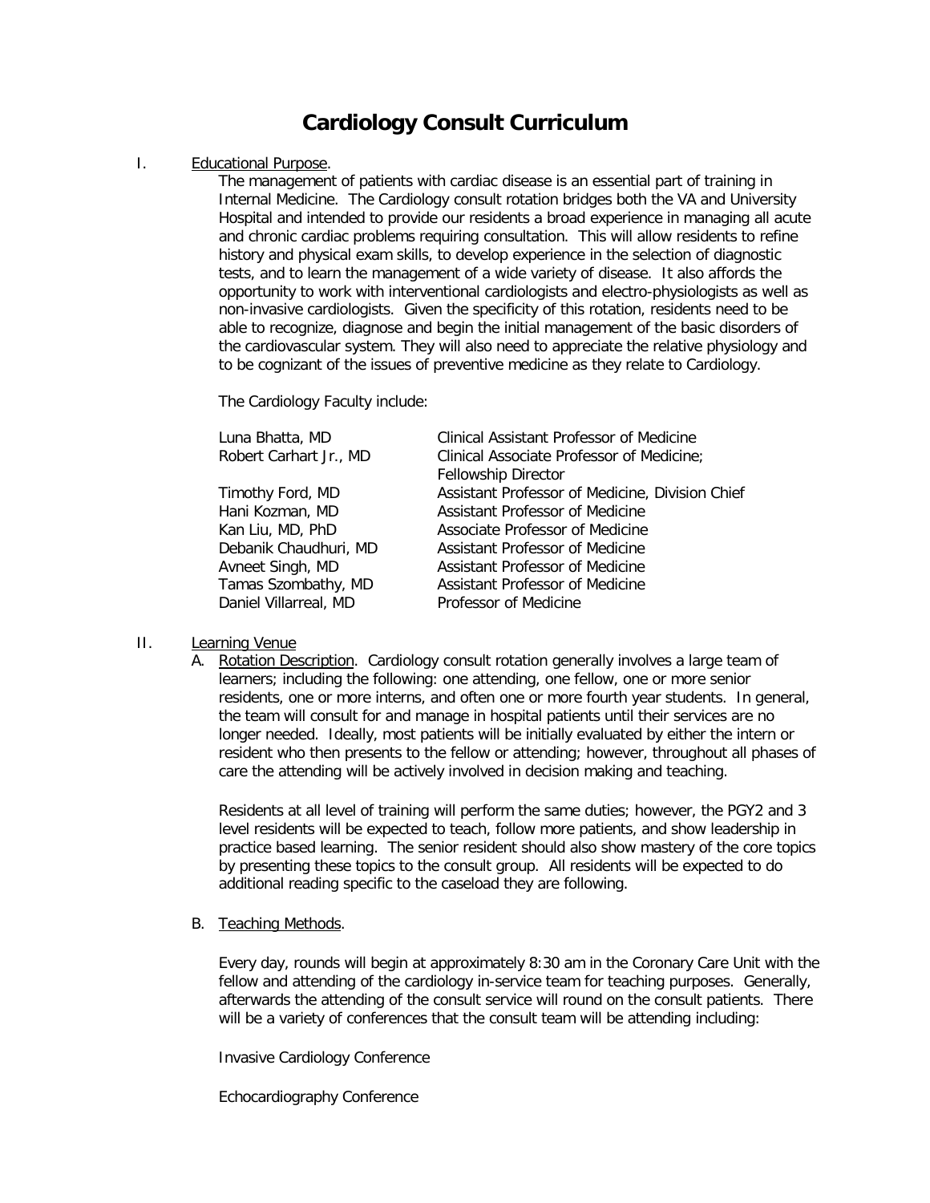# Cardiology Consult Curriculum

I. <u>Educational Purpose</u>.

The management of patients with cardiac disease is an essential part of training in Internal Medicine. The Cardiology consult rotation bridges both the VA and University Hospital and intended to provide our residents a broad experience in managing all acute and chronic cardiac problems requiring consultation. This will allow residents to refine history and physical exam skills, to develop experience in the selection of diagnostic tests, and to learn the management of a wide variety of disease. It also affords the opportunity to work with interventional cardiologists and electro-physiologists as well as non-invasive cardiologists. Given the specificity of this rotation, residents need to be able to recognize, diagnose and begin the initial management of the basic disorders of the cardiovascular system. They will also need to appreciate the relative physiology and to be cognizant of the issues of preventive medicine as they relate to Cardiology.

The Cardiology Faculty include:

| | |
|---|---|
| Luna Bhatta, MD | Clinical Assistant Professor of Medicine |
| Robert Carhart Jr., MD | Clinical Associate Professor of Medicine; Fellowship Director |
| Timothy Ford, MD | Assistant Professor of Medicine, Division Chief |
| Hani Kozman, MD | Assistant Professor of Medicine |
| Kan Liu, MD, PhD | Associate Professor of Medicine |
| Debanik Chaudhuri, MD | Assistant Professor of Medicine |
| Avneet Singh, MD | Assistant Professor of Medicine |
| Tamas Szombathy, MD | Assistant Professor of Medicine |
| Daniel Villarreal, MD | Professor of Medicine |

II. <u>Learning Venue</u>

A. <u>Rotation Description</u>. Cardiology consult rotation generally involves a large team of learners; including the following: one attending, one fellow, one or more senior residents, one or more interns, and often one or more fourth year students. In general, the team will consult for and manage in hospital patients until their services are no longer needed. Ideally, most patients will be initially evaluated by either the intern or resident who then presents to the fellow or attending; however, throughout all phases of care the attending will be actively involved in decision making and teaching.

Residents at all level of training will perform the same duties; however, the PGY2 and 3 level residents will be expected to teach, follow more patients, and show leadership in practice based learning. The senior resident should also show mastery of the core topics by presenting these topics to the consult group. All residents will be expected to do additional reading specific to the caseload they are following.

B. <u>Teaching Methods</u>.

Every day, rounds will begin at approximately 8:30 am in the Coronary Care Unit with the fellow and attending of the cardiology in-service team for teaching purposes. Generally, afterwards the attending of the consult service will round on the consult patients. There will be a variety of conferences that the consult team will be attending including:

Invasive Cardiology Conference

Echocardiography Conference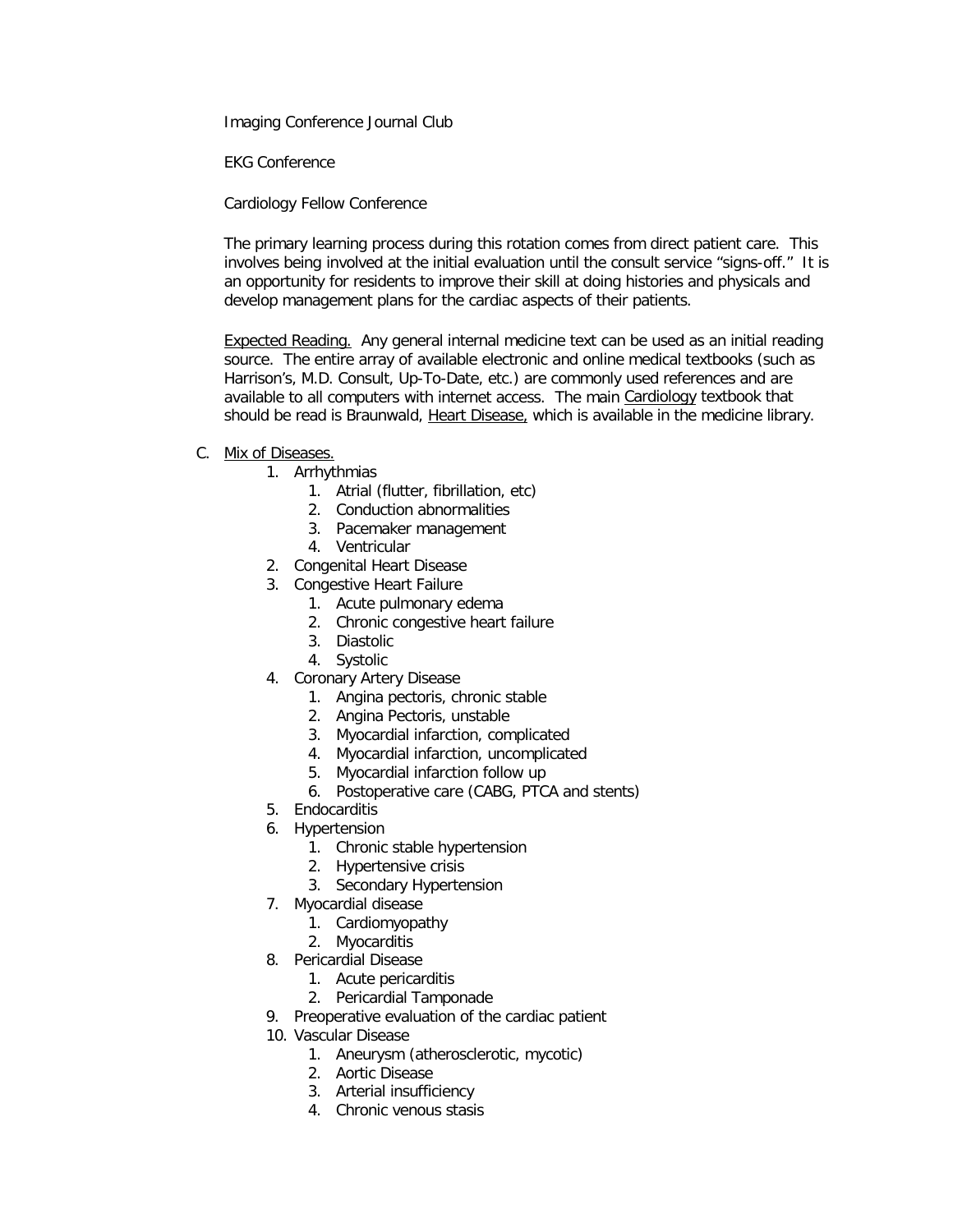Imaging Conference Journal Club

EKG Conference

Cardiology Fellow Conference

The primary learning process during this rotation comes from direct patient care. This involves being involved at the initial evaluation until the consult service "signs-off." It is an opportunity for residents to improve their skill at doing histories and physicals and develop management plans for the cardiac aspects of their patients.

Expected Reading. Any general internal medicine text can be used as an initial reading source. The entire array of available electronic and online medical textbooks (such as Harrison's, M.D. Consult, Up-To-Date, etc.) are commonly used references and are available to all computers with internet access. The main Cardiology textbook that should be read is Braunwald, Heart Disease, which is available in the medicine library.

C. Mix of Diseases.

1. Arrhythmias
    1. Atrial (flutter, fibrillation, etc)
    2. Conduction abnormalities
    3. Pacemaker management
    4. Ventricular
2. Congenital Heart Disease
3. Congestive Heart Failure
    1. Acute pulmonary edema
    2. Chronic congestive heart failure
    3. Diastolic
    4. Systolic
4. Coronary Artery Disease
    1. Angina pectoris, chronic stable
    2. Angina Pectoris, unstable
    3. Myocardial infarction, complicated
    4. Myocardial infarction, uncomplicated
    5. Myocardial infarction follow up
    6. Postoperative care (CABG, PTCA and stents)
5. Endocarditis
6. Hypertension
    1. Chronic stable hypertension
    2. Hypertensive crisis
    3. Secondary Hypertension
7. Myocardial disease
    1. Cardiomyopathy
    2. Myocarditis
8. Pericardial Disease
    1. Acute pericarditis
    2. Pericardial Tamponade
9. Preoperative evaluation of the cardiac patient
10. Vascular Disease
    1. Aneurysm (atherosclerotic, mycotic)
    2. Aortic Disease
    3. Arterial insufficiency
    4. Chronic venous stasis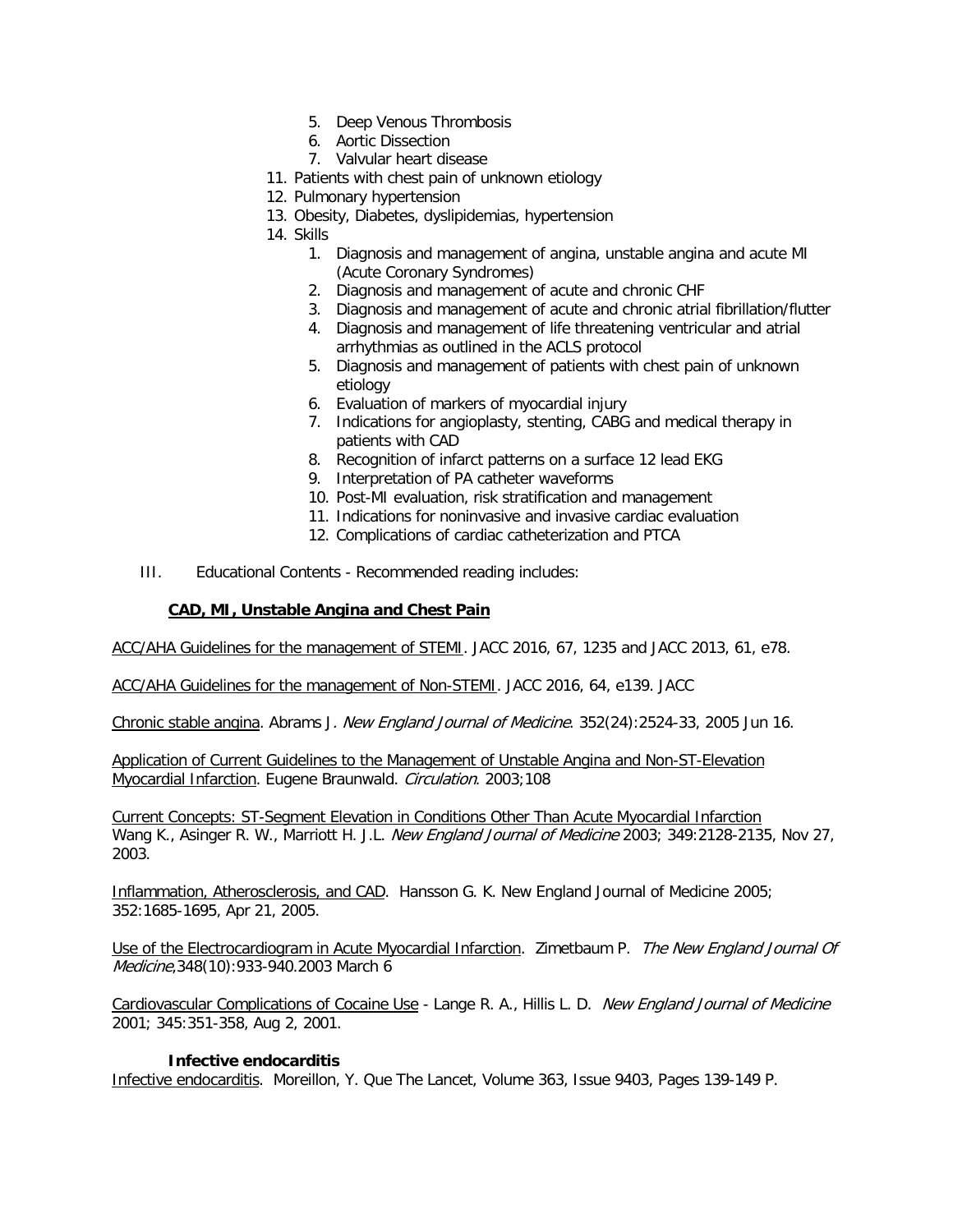5. Deep Venous Thrombosis
    6. Aortic Dissection
    7. Valvular heart disease
11. Patients with chest pain of unknown etiology
12. Pulmonary hypertension
13. Obesity, Diabetes, dyslipidemias, hypertension
14. Skills
    1. Diagnosis and management of angina, unstable angina and acute MI (Acute Coronary Syndromes)
    2. Diagnosis and management of acute and chronic CHF
    3. Diagnosis and management of acute and chronic atrial fibrillation/flutter
    4. Diagnosis and management of life threatening ventricular and atrial arrhythmias as outlined in the ACLS protocol
    5. Diagnosis and management of patients with chest pain of unknown etiology
    6. Evaluation of markers of myocardial injury
    7. Indications for angioplasty, stenting, CABG and medical therapy in patients with CAD
    8. Recognition of infarct patterns on a surface 12 lead EKG
    9. Interpretation of PA catheter waveforms
    10. Post-MI evaluation, risk stratification and management
    11. Indications for noninvasive and invasive cardiac evaluation
    12. Complications of cardiac catheterization and PTCA

III. Educational Contents - Recommended reading includes:

**CAD, MI, Unstable Angina and Chest Pain**

ACC/AHA Guidelines for the management of STEMI. JACC 2016, 67, 1235 and JACC 2013, 61, e78.

ACC/AHA Guidelines for the management of Non-STEMI. JACC 2016, 64, e139. JACC

Chronic stable angina. Abrams J. *New England Journal of Medicine*. 352(24):2524-33, 2005 Jun 16.

Application of Current Guidelines to the Management of Unstable Angina and Non-ST-Elevation Myocardial Infarction. Eugene Braunwald. *Circulation*. 2003;108

Current Concepts: ST-Segment Elevation in Conditions Other Than Acute Myocardial Infarction Wang K., Asinger R. W., Marriott H. J.L. *New England Journal of Medicine* 2003; 349:2128-2135, Nov 27, 2003.

Inflammation, Atherosclerosis, and CAD. Hansson G. K. New England Journal of Medicine 2005; 352:1685-1695, Apr 21, 2005.

Use of the Electrocardiogram in Acute Myocardial Infarction. Zimetbaum P. *The New England Journal Of Medicine*,348(10):933-940.2003 March 6

Cardiovascular Complications of Cocaine Use - Lange R. A., Hillis L. D. *New England Journal of Medicine* 2001; 345:351-358, Aug 2, 2001.

**Infective endocarditis**

Infective endocarditis. Moreillon, Y. Que The Lancet, Volume 363, Issue 9403, Pages 139-149 P.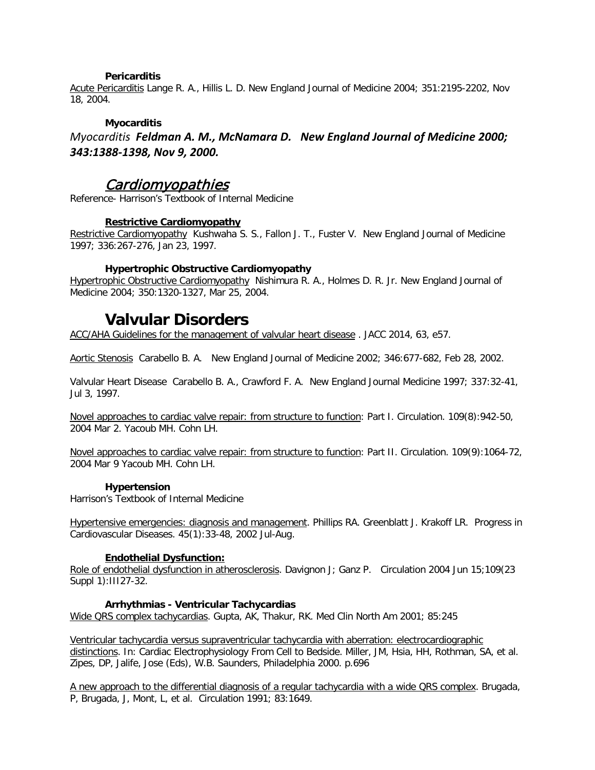### **Pericarditis**

Acute Pericarditis Lange R. A., Hillis L. D. New England Journal of Medicine 2004; 351:2195-2202, Nov 18, 2004.

### **Myocarditis**

*Myocarditis* ***Feldman A. M., McNamara D. New England Journal of Medicine 2000; 343:1388-1398, Nov 9, 2000.***

## *Cardiomyopathies*

Reference- Harrison's Textbook of Internal Medicine

### **Restrictive Cardiomyopathy**

Restrictive Cardiomyopathy Kushwaha S. S., Fallon J. T., Fuster V. New England Journal of Medicine 1997; 336:267-276, Jan 23, 1997.

### **Hypertrophic Obstructive Cardiomyopathy**

Hypertrophic Obstructive Cardiomyopathy Nishimura R. A., Holmes D. R. Jr. New England Journal of Medicine 2004; 350:1320-1327, Mar 25, 2004.

## **Valvular Disorders**

ACC/AHA Guidelines for the management of valvular heart disease . JACC 2014, 63, e57.

Aortic Stenosis Carabello B. A. New England Journal of Medicine 2002; 346:677-682, Feb 28, 2002.

Valvular Heart Disease Carabello B. A., Crawford F. A. New England Journal Medicine 1997; 337:32-41, Jul 3, 1997.

Novel approaches to cardiac valve repair: from structure to function: Part I. Circulation. 109(8):942-50, 2004 Mar 2. Yacoub MH. Cohn LH.

Novel approaches to cardiac valve repair: from structure to function: Part II. Circulation. 109(9):1064-72, 2004 Mar 9 Yacoub MH. Cohn LH.

### **Hypertension**

Harrison's Textbook of Internal Medicine

Hypertensive emergencies: diagnosis and management. Phillips RA. Greenblatt J. Krakoff LR. Progress in Cardiovascular Diseases. 45(1):33-48, 2002 Jul-Aug.

### **Endothelial Dysfunction:**

Role of endothelial dysfunction in atherosclerosis. Davignon J; Ganz P. Circulation 2004 Jun 15;109(23 Suppl 1):III27-32.

### **Arrhythmias - Ventricular Tachycardias**

Wide QRS complex tachycardias. Gupta, AK, Thakur, RK. Med Clin North Am 2001; 85:245

Ventricular tachycardia versus supraventricular tachycardia with aberration: electrocardiographic distinctions. In: Cardiac Electrophysiology From Cell to Bedside. Miller, JM, Hsia, HH, Rothman, SA, et al. Zipes, DP, Jalife, Jose (Eds), W.B. Saunders, Philadelphia 2000. p.696

A new approach to the differential diagnosis of a regular tachycardia with a wide QRS complex. Brugada, P, Brugada, J, Mont, L, et al. Circulation 1991; 83:1649.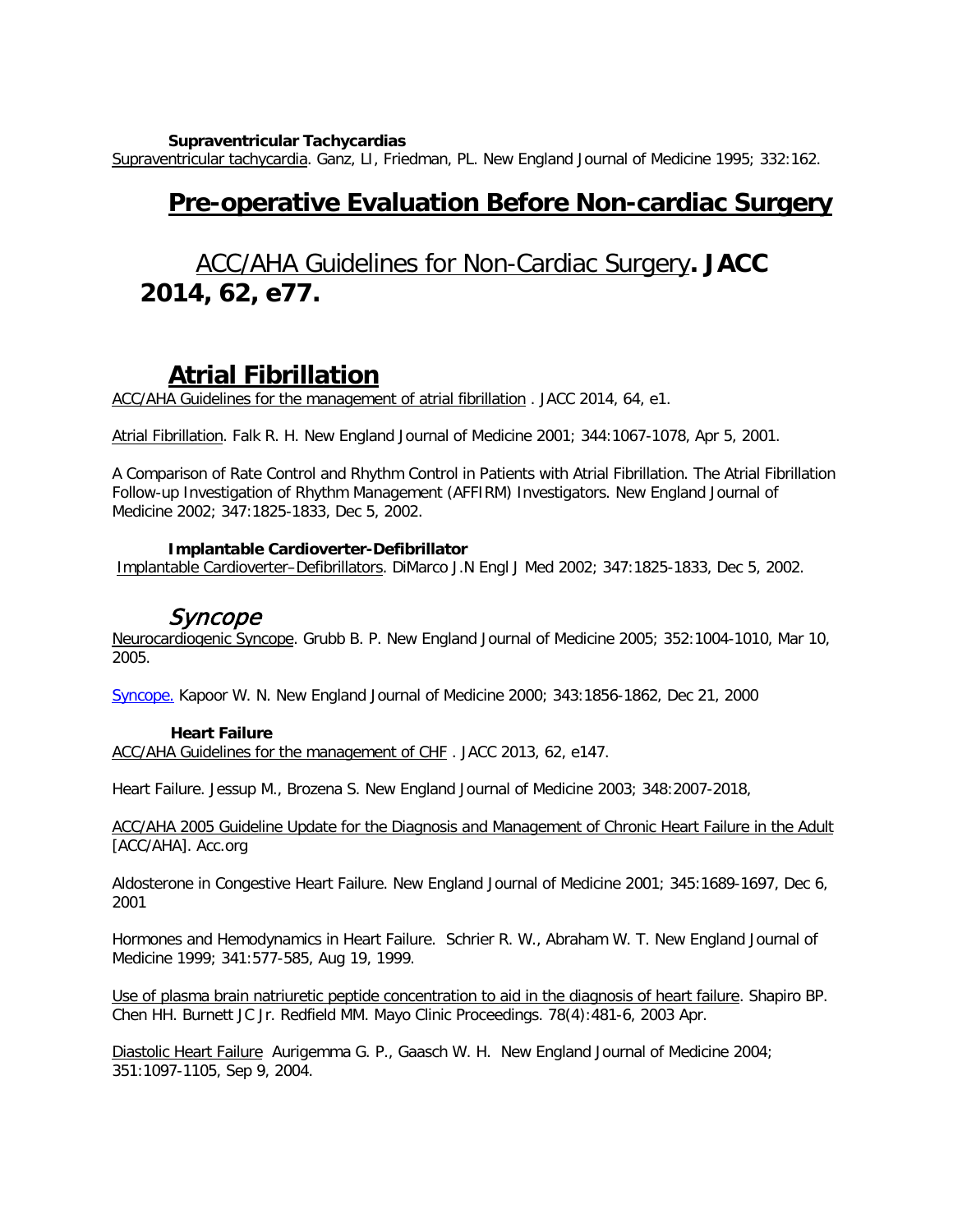**Supraventricular Tachycardias**

Supraventricular tachycardia. Ganz, LI, Friedman, PL. New England Journal of Medicine 1995; 332:162.

# Pre-operative Evaluation Before Non-cardiac Surgery

## ACC/AHA Guidelines for Non-Cardiac Surgery. **JACC 2014, 62, e77.**

# Atrial Fibrillation

ACC/AHA Guidelines for the management of atrial fibrillation . JACC 2014, 64, e1.

Atrial Fibrillation. Falk R. H. New England Journal of Medicine 2001; 344:1067-1078, Apr 5, 2001.

A Comparison of Rate Control and Rhythm Control in Patients with Atrial Fibrillation. The Atrial Fibrillation Follow-up Investigation of Rhythm Management (AFFIRM) Investigators. New England Journal of Medicine 2002; 347:1825-1833, Dec 5, 2002.

**Implantable Cardioverter-Defibrillator**

Implantable Cardioverter–Defibrillators. DiMarco J.N Engl J Med 2002; 347:1825-1833, Dec 5, 2002.

## *Syncope*

Neurocardiogenic Syncope. Grubb B. P. New England Journal of Medicine 2005; 352:1004-1010, Mar 10, 2005.

Syncope. Kapoor W. N. New England Journal of Medicine 2000; 343:1856-1862, Dec 21, 2000

**Heart Failure**

ACC/AHA Guidelines for the management of CHF . JACC 2013, 62, e147.

Heart Failure. Jessup M., Brozena S. New England Journal of Medicine 2003; 348:2007-2018,

ACC/AHA 2005 Guideline Update for the Diagnosis and Management of Chronic Heart Failure in the Adult [ACC/AHA]. Acc.org

Aldosterone in Congestive Heart Failure. New England Journal of Medicine 2001; 345:1689-1697, Dec 6, 2001

Hormones and Hemodynamics in Heart Failure. Schrier R. W., Abraham W. T. New England Journal of Medicine 1999; 341:577-585, Aug 19, 1999.

Use of plasma brain natriuretic peptide concentration to aid in the diagnosis of heart failure. Shapiro BP. Chen HH. Burnett JC Jr. Redfield MM. Mayo Clinic Proceedings. 78(4):481-6, 2003 Apr.

Diastolic Heart Failure Aurigemma G. P., Gaasch W. H. New England Journal of Medicine 2004; 351:1097-1105, Sep 9, 2004.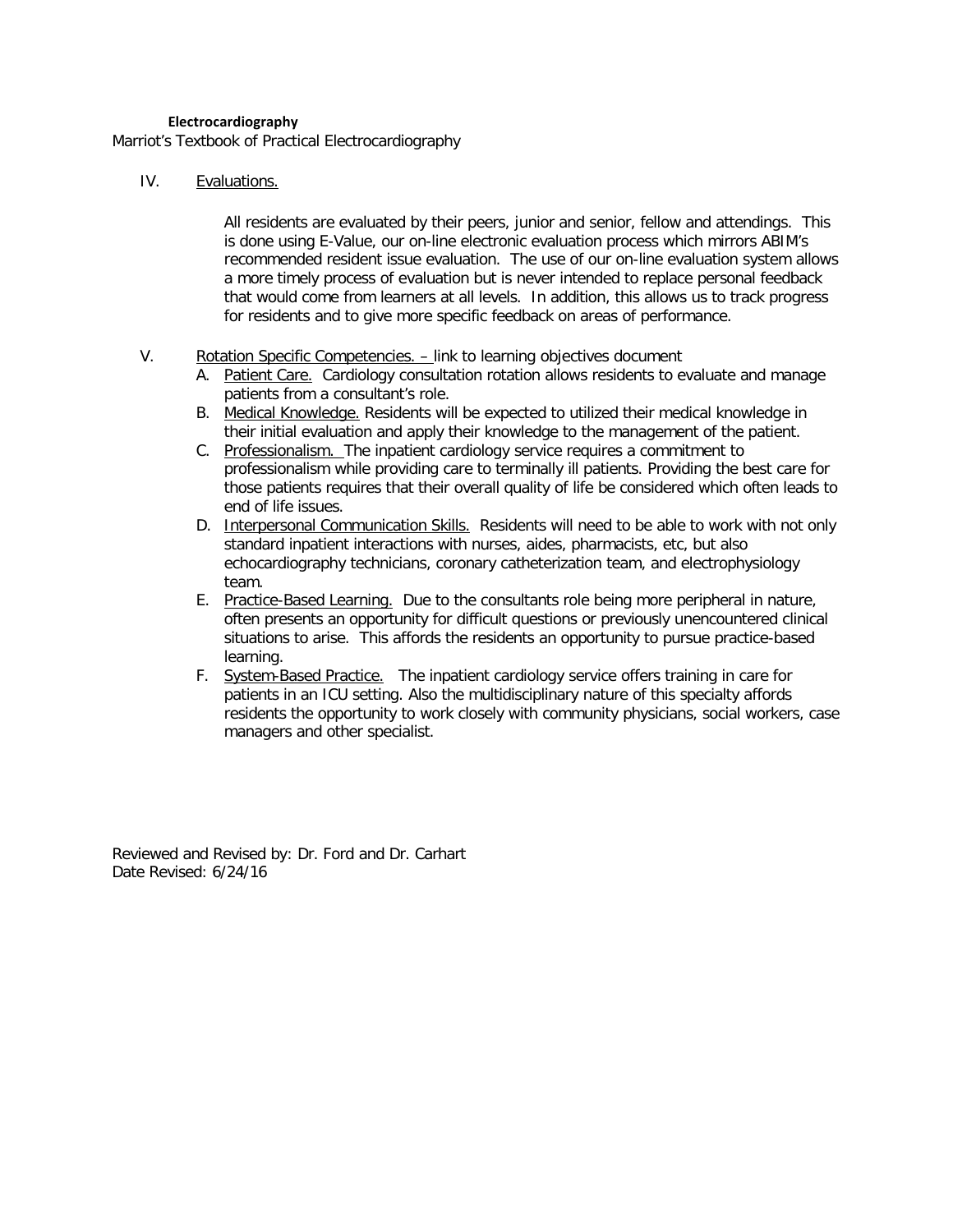**Electrocardiography**

Marriot's Textbook of Practical Electrocardiography

IV. Evaluations.

All residents are evaluated by their peers, junior and senior, fellow and attendings. This is done using E-Value, our on-line electronic evaluation process which mirrors ABIM's recommended resident issue evaluation. The use of our on-line evaluation system allows a more timely process of evaluation but is never intended to replace personal feedback that would come from learners at all levels. In addition, this allows us to track progress for residents and to give more specific feedback on areas of performance.

V. Rotation Specific Competencies. – link to learning objectives document

A. Patient Care. Cardiology consultation rotation allows residents to evaluate and manage patients from a consultant's role.

B. Medical Knowledge. Residents will be expected to utilized their medical knowledge in their initial evaluation and apply their knowledge to the management of the patient.

C. Professionalism. The inpatient cardiology service requires a commitment to professionalism while providing care to terminally ill patients. Providing the best care for those patients requires that their overall quality of life be considered which often leads to end of life issues.

D. Interpersonal Communication Skills. Residents will need to be able to work with not only standard inpatient interactions with nurses, aides, pharmacists, etc, but also echocardiography technicians, coronary catheterization team, and electrophysiology team.

E. Practice-Based Learning. Due to the consultants role being more peripheral in nature, often presents an opportunity for difficult questions or previously unencountered clinical situations to arise. This affords the residents an opportunity to pursue practice-based learning.

F. System-Based Practice. The inpatient cardiology service offers training in care for patients in an ICU setting. Also the multidisciplinary nature of this specialty affords residents the opportunity to work closely with community physicians, social workers, case managers and other specialist.

Reviewed and Revised by: Dr. Ford and Dr. Carhart

Date Revised: 6/24/16